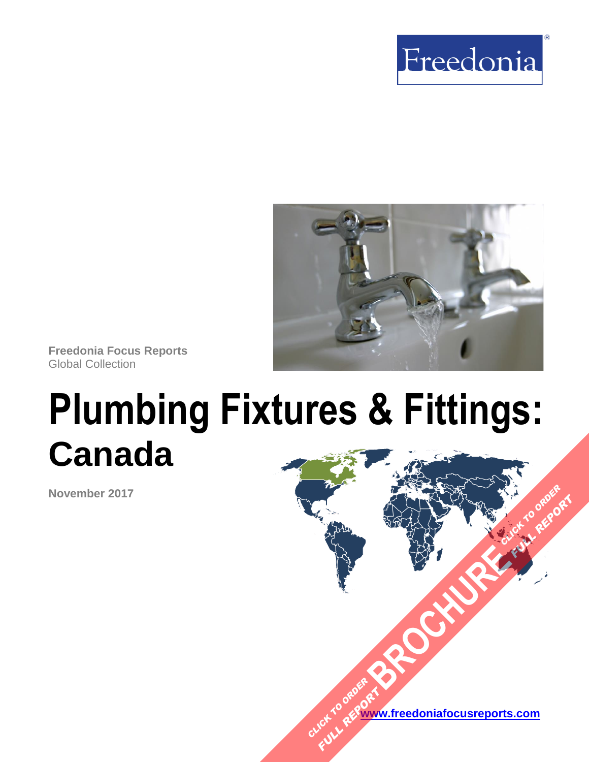Freedonia

Freedonia Focus Reports
Global Collection

# Plumbing Fixtures & Fittings: Canada

November 2017

CLICK TO ORDER FULL REPORT BROCHURE CLICK TO ORDER FULL REPORT

www.freedoniafocusreports.com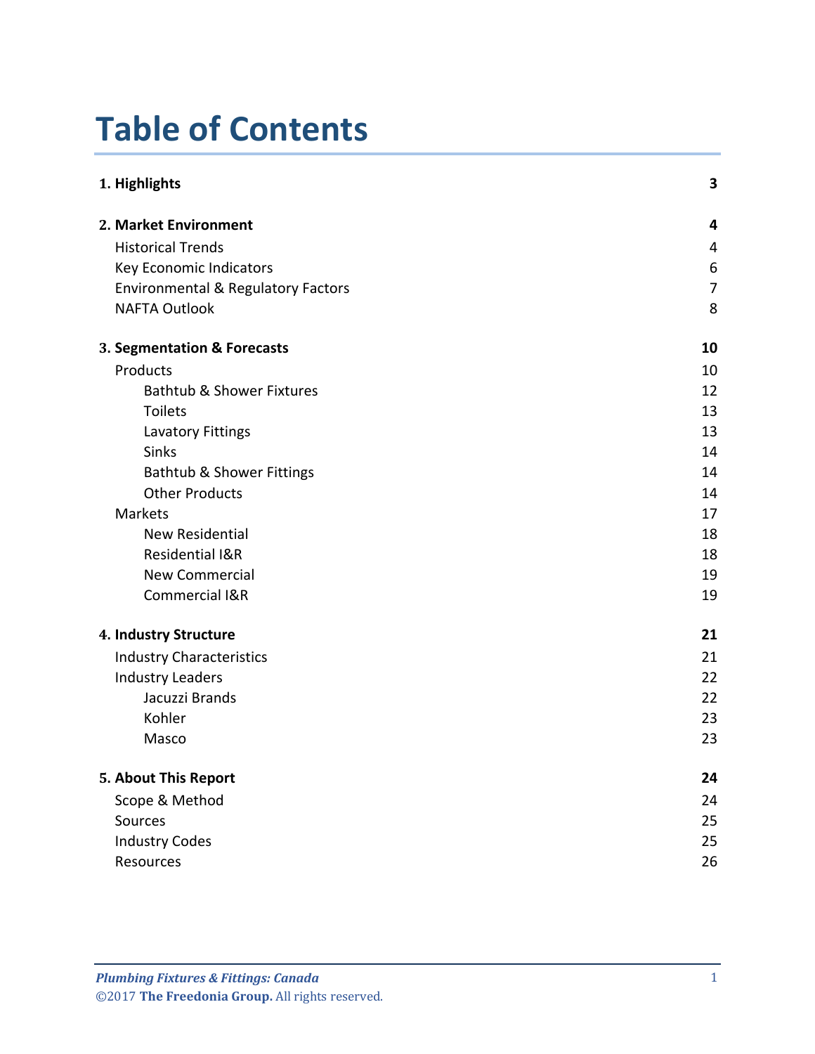# Table of Contents

| | |
|---|---|
| **1. Highlights** | **3** |
| **2. Market Environment** | **4** |
| Historical Trends | 4 |
| Key Economic Indicators | 6 |
| Environmental & Regulatory Factors | 7 |
| NAFTA Outlook | 8 |
| **3. Segmentation & Forecasts** | **10** |
| Products | 10 |
| Bathtub & Shower Fixtures | 12 |
| Toilets | 13 |
| Lavatory Fittings | 13 |
| Sinks | 14 |
| Bathtub & Shower Fittings | 14 |
| Other Products | 14 |
| Markets | 17 |
| New Residential | 18 |
| Residential I&R | 18 |
| New Commercial | 19 |
| Commercial I&R | 19 |
| **4. Industry Structure** | **21** |
| Industry Characteristics | 21 |
| Industry Leaders | 22 |
| Jacuzzi Brands | 22 |
| Kohler | 23 |
| Masco | 23 |
| **5. About This Report** | **24** |
| Scope & Method | 24 |
| Sources | 25 |
| Industry Codes | 25 |
| Resources | 26 |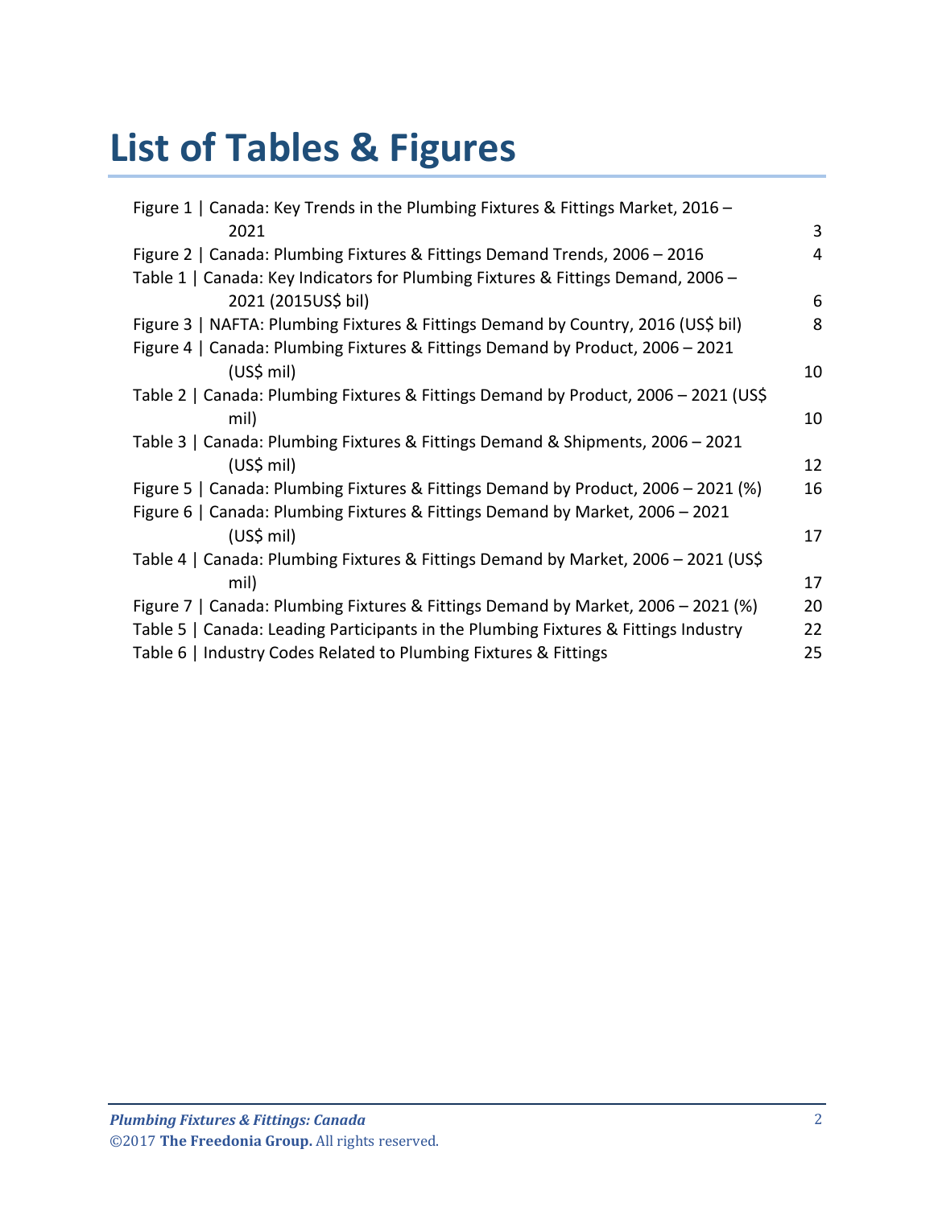# List of Tables & Figures

Figure 1 | Canada: Key Trends in the Plumbing Fixtures & Fittings Market, 2016 – 2021 3
Figure 2 | Canada: Plumbing Fixtures & Fittings Demand Trends, 2006 – 2016 4
Table 1 | Canada: Key Indicators for Plumbing Fixtures & Fittings Demand, 2006 – 2021 (2015US$ bil) 6
Figure 3 | NAFTA: Plumbing Fixtures & Fittings Demand by Country, 2016 (US$ bil) 8
Figure 4 | Canada: Plumbing Fixtures & Fittings Demand by Product, 2006 – 2021 (US$ mil) 10
Table 2 | Canada: Plumbing Fixtures & Fittings Demand by Product, 2006 – 2021 (US$ mil) 10
Table 3 | Canada: Plumbing Fixtures & Fittings Demand & Shipments, 2006 – 2021 (US$ mil) 12
Figure 5 | Canada: Plumbing Fixtures & Fittings Demand by Product, 2006 – 2021 (%) 16
Figure 6 | Canada: Plumbing Fixtures & Fittings Demand by Market, 2006 – 2021 (US$ mil) 17
Table 4 | Canada: Plumbing Fixtures & Fittings Demand by Market, 2006 – 2021 (US$ mil) 17
Figure 7 | Canada: Plumbing Fixtures & Fittings Demand by Market, 2006 – 2021 (%) 20
Table 5 | Canada: Leading Participants in the Plumbing Fixtures & Fittings Industry 22
Table 6 | Industry Codes Related to Plumbing Fixtures & Fittings 25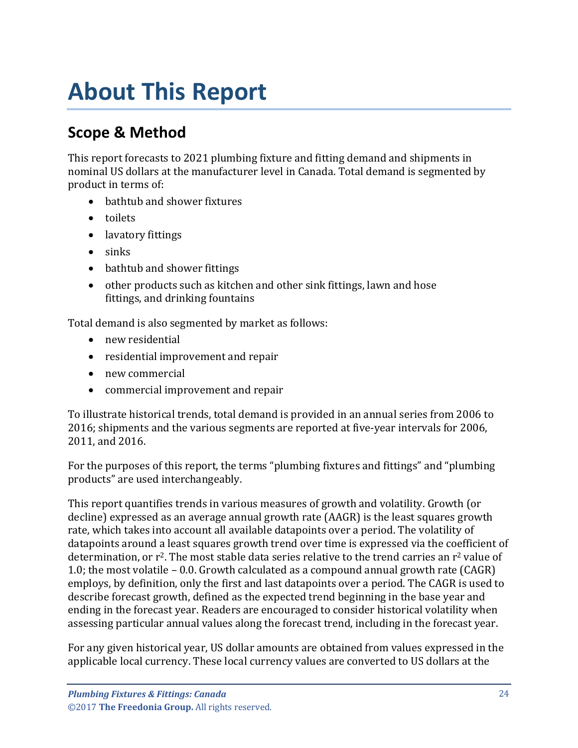# About This Report

## Scope & Method

This report forecasts to 2021 plumbing fixture and fitting demand and shipments in nominal US dollars at the manufacturer level in Canada. Total demand is segmented by product in terms of:

- bathtub and shower fixtures
- toilets
- lavatory fittings
- sinks
- bathtub and shower fittings
- other products such as kitchen and other sink fittings, lawn and hose fittings, and drinking fountains

Total demand is also segmented by market as follows:

- new residential
- residential improvement and repair
- new commercial
- commercial improvement and repair

To illustrate historical trends, total demand is provided in an annual series from 2006 to 2016; shipments and the various segments are reported at five-year intervals for 2006, 2011, and 2016.

For the purposes of this report, the terms "plumbing fixtures and fittings" and "plumbing products" are used interchangeably.

This report quantifies trends in various measures of growth and volatility. Growth (or decline) expressed as an average annual growth rate (AAGR) is the least squares growth rate, which takes into account all available datapoints over a period. The volatility of datapoints around a least squares growth trend over time is expressed via the coefficient of determination, or $r^2$. The most stable data series relative to the trend carries an $r^2$ value of 1.0; the most volatile – 0.0. Growth calculated as a compound annual growth rate (CAGR) employs, by definition, only the first and last datapoints over a period. The CAGR is used to describe forecast growth, defined as the expected trend beginning in the base year and ending in the forecast year. Readers are encouraged to consider historical volatility when assessing particular annual values along the forecast trend, including in the forecast year.

For any given historical year, US dollar amounts are obtained from values expressed in the applicable local currency. These local currency values are converted to US dollars at the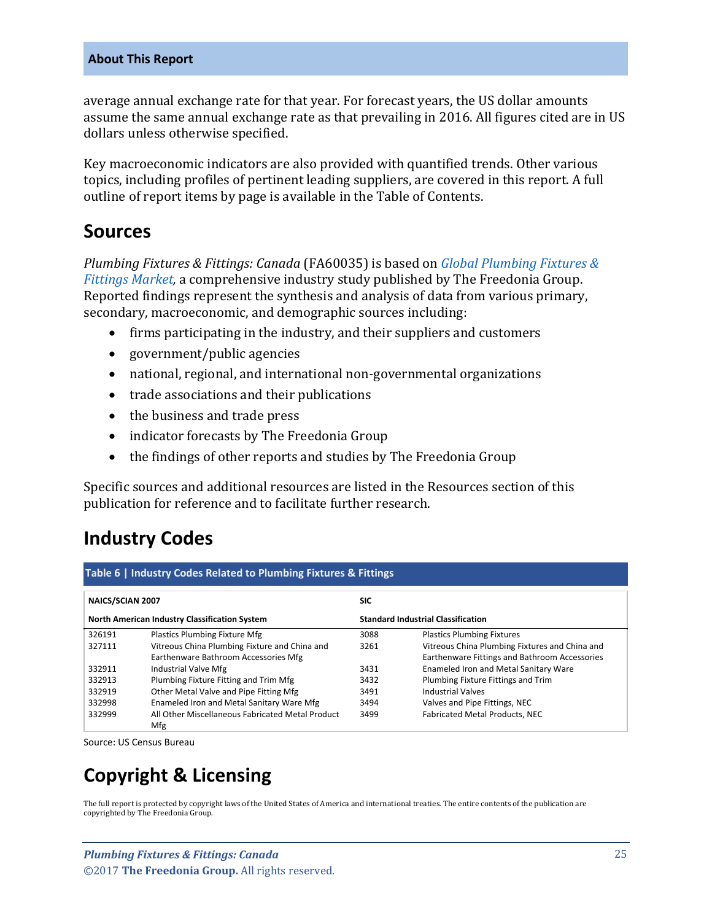average annual exchange rate for that year. For forecast years, the US dollar amounts assume the same annual exchange rate as that prevailing in 2016. All figures cited are in US dollars unless otherwise specified.

Key macroeconomic indicators are also provided with quantified trends. Other various topics, including profiles of pertinent leading suppliers, are covered in this report. A full outline of report items by page is available in the Table of Contents.

## Sources

*Plumbing Fixtures & Fittings: Canada* (FA60035) is based on *Global Plumbing Fixtures & Fittings Market,* a comprehensive industry study published by The Freedonia Group. Reported findings represent the synthesis and analysis of data from various primary, secondary, macroeconomic, and demographic sources including:

- firms participating in the industry, and their suppliers and customers
- government/public agencies
- national, regional, and international non-governmental organizations
- trade associations and their publications
- the business and trade press
- indicator forecasts by The Freedonia Group
- the findings of other reports and studies by The Freedonia Group

Specific sources and additional resources are listed in the Resources section of this publication for reference and to facilitate further research.

## Industry Codes

**Table 6 | Industry Codes Related to Plumbing Fixtures & Fittings**

| NAICS/SCIAN 2007 | | SIC | |
|---|---|---|---|
| **North American Industry Classification System** | | **Standard Industrial Classification** | |
| 326191 | Plastics Plumbing Fixture Mfg | 3088 | Plastics Plumbing Fixtures |
| 327111 | Vitreous China Plumbing Fixture and China and Earthenware Bathroom Accessories Mfg | 3261 | Vitreous China Plumbing Fixtures and China and Earthenware Fittings and Bathroom Accessories |
| 332911 | Industrial Valve Mfg | 3431 | Enameled Iron and Metal Sanitary Ware |
| 332913 | Plumbing Fixture Fitting and Trim Mfg | 3432 | Plumbing Fixture Fittings and Trim |
| 332919 | Other Metal Valve and Pipe Fitting Mfg | 3491 | Industrial Valves |
| 332998 | Enameled Iron and Metal Sanitary Ware Mfg | 3494 | Valves and Pipe Fittings, NEC |
| 332999 | All Other Miscellaneous Fabricated Metal Product Mfg | 3499 | Fabricated Metal Products, NEC |

Source: US Census Bureau

## Copyright & Licensing

The full report is protected by copyright laws of the United States of America and international treaties. The entire contents of the publication are copyrighted by The Freedonia Group.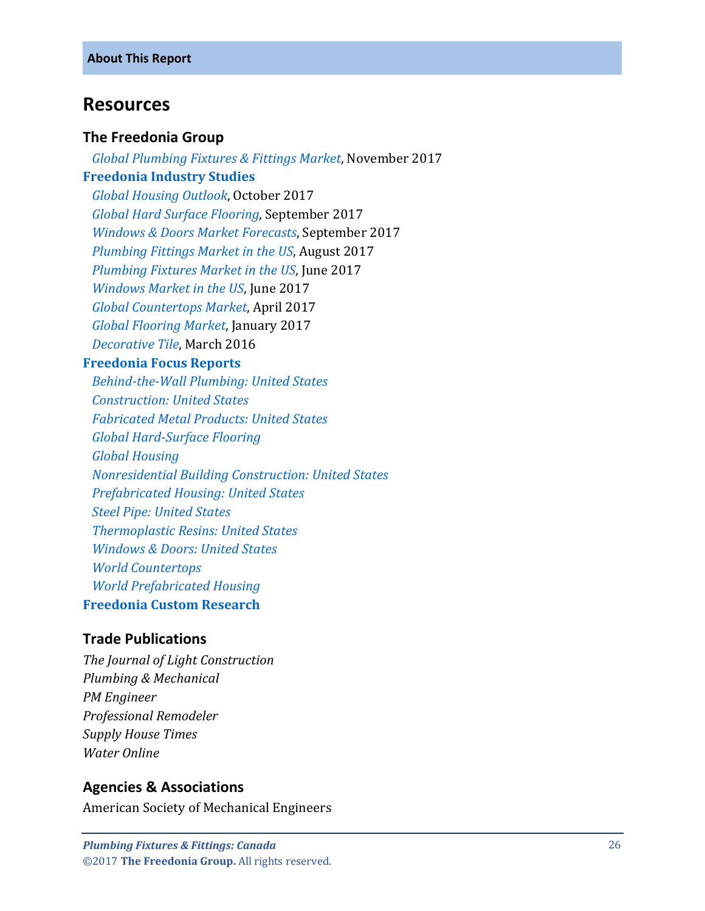## Resources

### The Freedonia Group

*Global Plumbing Fixtures & Fittings Market*, November 2017

**Freedonia Industry Studies**

*Global Housing Outlook*, October 2017
*Global Hard Surface Flooring*, September 2017
*Windows & Doors Market Forecasts*, September 2017
*Plumbing Fittings Market in the US*, August 2017
*Plumbing Fixtures Market in the US*, June 2017
*Windows Market in the US*, June 2017
*Global Countertops Market*, April 2017
*Global Flooring Market*, January 2017
*Decorative Tile*, March 2016

**Freedonia Focus Reports**

*Behind-the-Wall Plumbing: United States*
*Construction: United States*
*Fabricated Metal Products: United States*
*Global Hard-Surface Flooring*
*Global Housing*
*Nonresidential Building Construction: United States*
*Prefabricated Housing: United States*
*Steel Pipe: United States*
*Thermoplastic Resins: United States*
*Windows & Doors: United States*
*World Countertops*
*World Prefabricated Housing*

**Freedonia Custom Research**

### Trade Publications

*The Journal of Light Construction*
*Plumbing & Mechanical*
*PM Engineer*
*Professional Remodeler*
*Supply House Times*
*Water Online*

### Agencies & Associations

American Society of Mechanical Engineers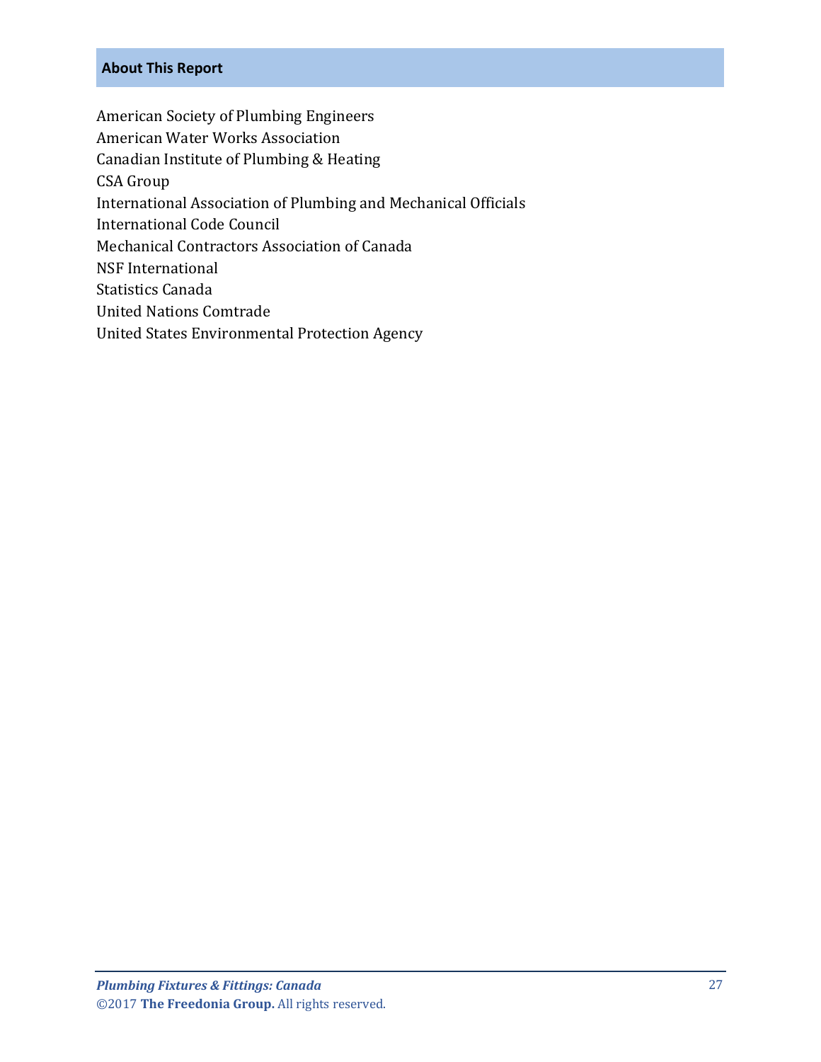## About This Report

American Society of Plumbing Engineers
American Water Works Association
Canadian Institute of Plumbing & Heating
CSA Group
International Association of Plumbing and Mechanical Officials
International Code Council
Mechanical Contractors Association of Canada
NSF International
Statistics Canada
United Nations Comtrade
United States Environmental Protection Agency